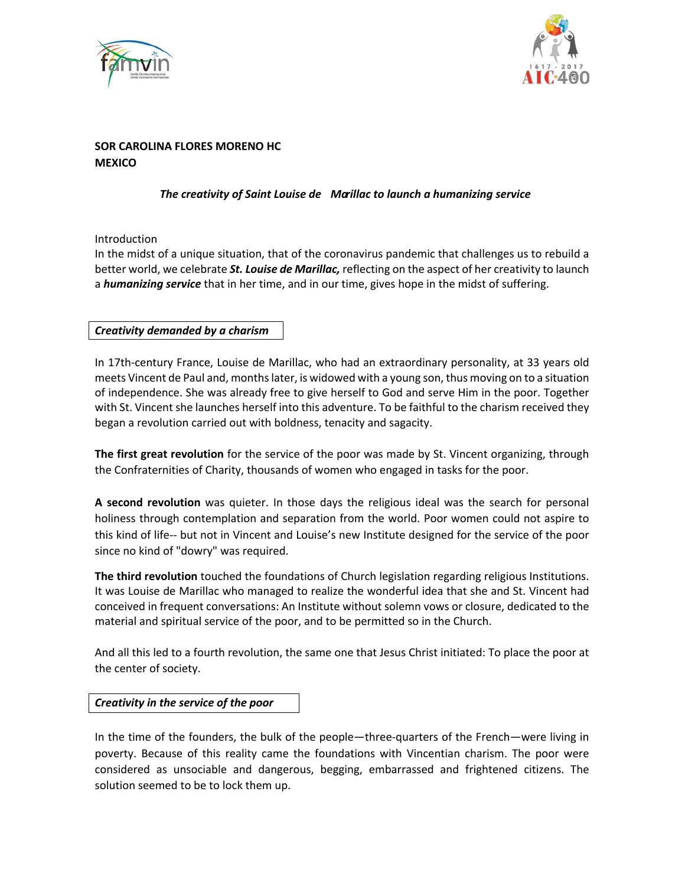**SOR CAROLINA FLORES MORENO HC**
**MEXICO**

***The creativity of Saint Louise de Marillac to launch a humanizing service***

Introduction

In the midst of a unique situation, that of the coronavirus pandemic that challenges us to rebuild a better world, we celebrate ***St. Louise de Marillac,*** reflecting on the aspect of her creativity to launch a ***humanizing service*** that in her time, and in our time, gives hope in the midst of suffering.

## *Creativity demanded by a charism*

In 17th-century France, Louise de Marillac, who had an extraordinary personality, at 33 years old meets Vincent de Paul and, months later, is widowed with a young son, thus moving on to a situation of independence. She was already free to give herself to God and serve Him in the poor. Together with St. Vincent she launches herself into this adventure. To be faithful to the charism received they began a revolution carried out with boldness, tenacity and sagacity.

**The first great revolution** for the service of the poor was made by St. Vincent organizing, through the Confraternities of Charity, thousands of women who engaged in tasks for the poor.

**A second revolution** was quieter. In those days the religious ideal was the search for personal holiness through contemplation and separation from the world. Poor women could not aspire to this kind of life-- but not in Vincent and Louise's new Institute designed for the service of the poor since no kind of "dowry" was required.

**The third revolution** touched the foundations of Church legislation regarding religious Institutions. It was Louise de Marillac who managed to realize the wonderful idea that she and St. Vincent had conceived in frequent conversations: An Institute without solemn vows or closure, dedicated to the material and spiritual service of the poor, and to be permitted so in the Church.

And all this led to a fourth revolution, the same one that Jesus Christ initiated: To place the poor at the center of society.

## *Creativity in the service of the poor*

In the time of the founders, the bulk of the people—three-quarters of the French—were living in poverty. Because of this reality came the foundations with Vincentian charism. The poor were considered as unsociable and dangerous, begging, embarrassed and frightened citizens. The solution seemed to be to lock them up.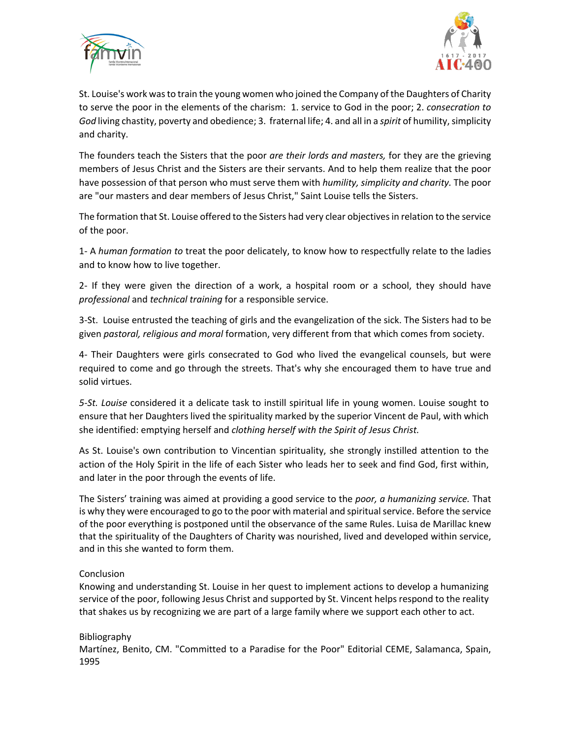St. Louise's work was to train the young women who joined the Company of the Daughters of Charity to serve the poor in the elements of the charism: 1. service to God in the poor; 2. *consecration to God* living chastity, poverty and obedience; 3. fraternal life; 4. and all in a *spirit* of humility, simplicity and charity.

The founders teach the Sisters that the poor *are their lords and masters,* for they are the grieving members of Jesus Christ and the Sisters are their servants. And to help them realize that the poor have possession of that person who must serve them with *humility, simplicity and charity.* The poor are "our masters and dear members of Jesus Christ," Saint Louise tells the Sisters.

The formation that St. Louise offered to the Sisters had very clear objectives in relation to the service of the poor.

1- A *human formation to* treat the poor delicately, to know how to respectfully relate to the ladies and to know how to live together.

2- If they were given the direction of a work, a hospital room or a school, they should have *professional* and *technical training* for a responsible service.

3-St. Louise entrusted the teaching of girls and the evangelization of the sick. The Sisters had to be given *pastoral, religious and moral* formation, very different from that which comes from society.

4- Their Daughters were girls consecrated to God who lived the evangelical counsels, but were required to come and go through the streets. That's why she encouraged them to have true and solid virtues.

*5-St. Louise* considered it a delicate task to instill spiritual life in young women. Louise sought to ensure that her Daughters lived the spirituality marked by the superior Vincent de Paul, with which she identified: emptying herself and *clothing herself with the Spirit of Jesus Christ.*

As St. Louise's own contribution to Vincentian spirituality, she strongly instilled attention to the action of the Holy Spirit in the life of each Sister who leads her to seek and find God, first within, and later in the poor through the events of life.

The Sisters' training was aimed at providing a good service to the *poor, a humanizing service.* That is why they were encouraged to go to the poor with material and spiritual service. Before the service of the poor everything is postponed until the observance of the same Rules. Luisa de Marillac knew that the spirituality of the Daughters of Charity was nourished, lived and developed within service, and in this she wanted to form them.

## Conclusion

Knowing and understanding St. Louise in her quest to implement actions to develop a humanizing service of the poor, following Jesus Christ and supported by St. Vincent helps respond to the reality that shakes us by recognizing we are part of a large family where we support each other to act.

## Bibliography

Martínez, Benito, CM. "Committed to a Paradise for the Poor" Editorial CEME, Salamanca, Spain, 1995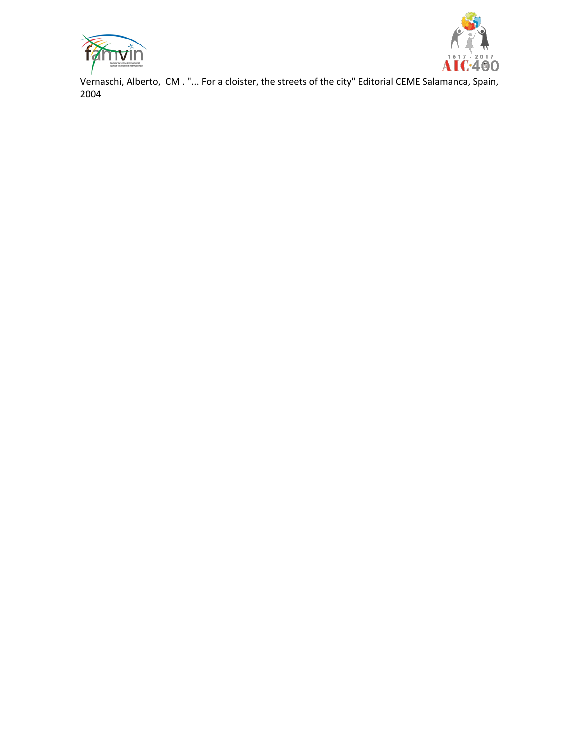Vernaschi, Alberto, CM . "... For a cloister, the streets of the city" Editorial CEME Salamanca, Spain, 2004